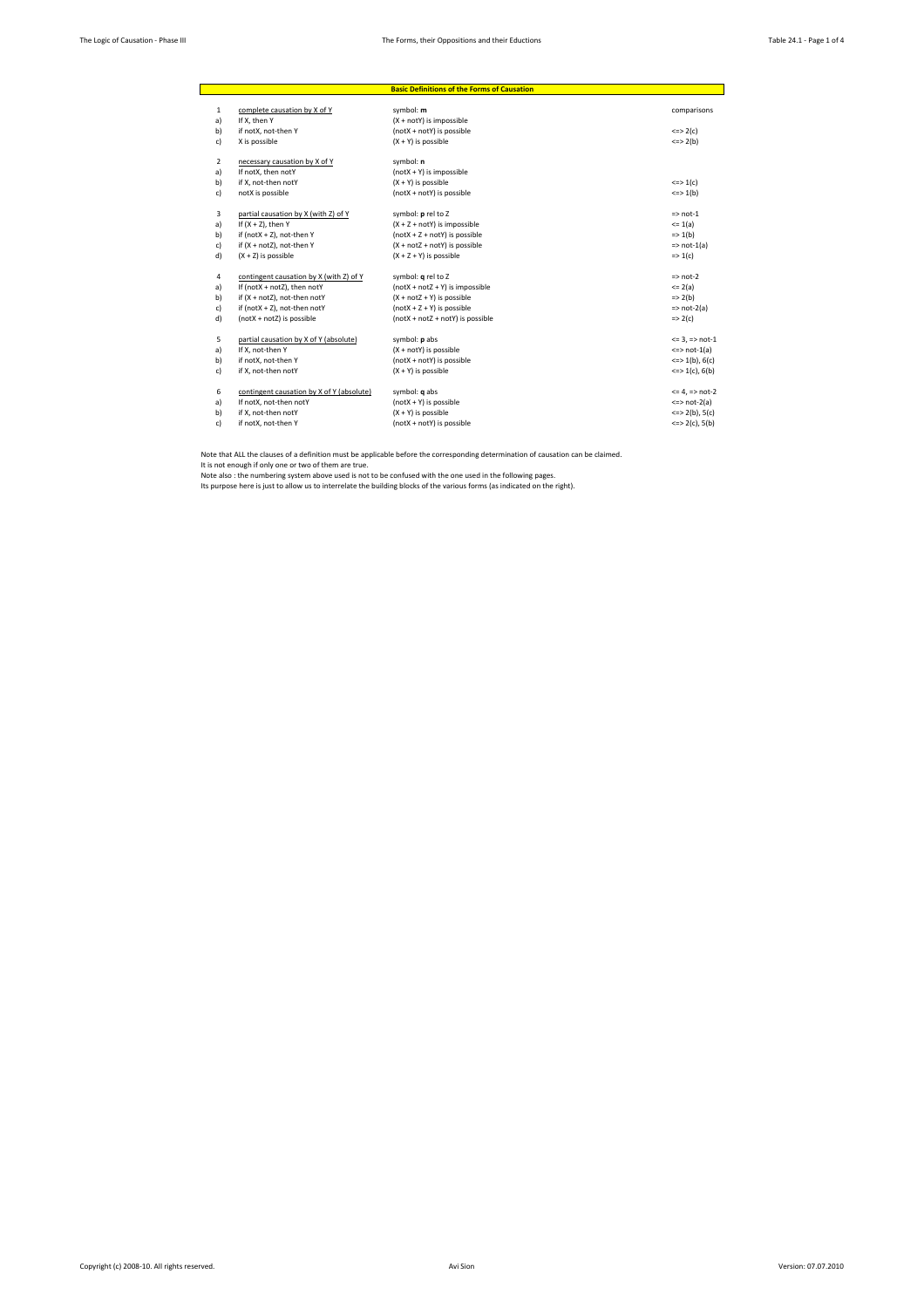## Basic Definitions of the Forms of Causation

| | | | |
|---|---|---|---|
| 1 | complete causation by X of Y | symbol: **m** | comparisons |
| a) | If X, then Y | (X + notY) is impossible | |
| b) | if notX, not-then Y | (notX + notY) is possible | <=> 2(c) |
| c) | X is possible | (X + Y) is possible | <=> 2(b) |
| | | | |
| 2 | necessary causation by X of Y | symbol: **n** | |
| a) | If notX, then notY | (notX + Y) is impossible | |
| b) | if X, not-then notY | (X + Y) is possible | <=> 1(c) |
| c) | notX is possible | (notX + notY) is possible | <=> 1(b) |
| | | | |
| 3 | partial causation by X (with Z) of Y | symbol: **p** rel to Z | => not-1 |
| a) | If (X + Z), then Y | (X + Z + notY) is impossible | <= 1(a) |
| b) | if (notX + Z), not-then Y | (notX + Z + notY) is possible | => 1(b) |
| c) | if (X + notZ), not-then Y | (X + notZ + notY) is possible | => not-1(a) |
| d) | (X + Z) is possible | (X + Z + Y) is possible | => 1(c) |
| | | | |
| 4 | contingent causation by X (with Z) of Y | symbol: **q** rel to Z | => not-2 |
| a) | If (notX + notZ), then notY | (notX + notZ + Y) is impossible | <= 2(a) |
| b) | if (X + notZ), not-then notY | (X + notZ + Y) is possible | => 2(b) |
| c) | if (notX + Z), not-then notY | (notX + Z + Y) is possible | => not-2(a) |
| d) | (notX + notZ) is possible | (notX + notZ + notY) is possible | => 2(c) |
| | | | |
| 5 | partial causation by X of Y (absolute) | symbol: **p** abs | <= 3, => not-1 |
| a) | If X, not-then Y | (X + notY) is possible | <=> not-1(a) |
| b) | if notX, not-then Y | (notX + notY) is possible | <=> 1(b), 6(c) |
| c) | if X, not-then notY | (X + Y) is possible | <=> 1(c), 6(b) |
| | | | |
| 6 | contingent causation by X of Y (absolute) | symbol: **q** abs | <= 4, => not-2 |
| a) | If notX, not-then notY | (notX + Y) is possible | <=> not-2(a) |
| b) | if X, not-then notY | (X + Y) is possible | <=> 2(b), 5(c) |
| c) | if notX, not-then Y | (notX + notY) is possible | <=> 2(c), 5(b) |

Note that ALL the clauses of a definition must be applicable before the corresponding determination of causation can be claimed.
It is not enough if only one or two of them are true.
Note also : the numbering system above used is not to be confused with the one used in the following pages.
Its purpose here is just to allow us to interrelate the building blocks of the various forms (as indicated on the right).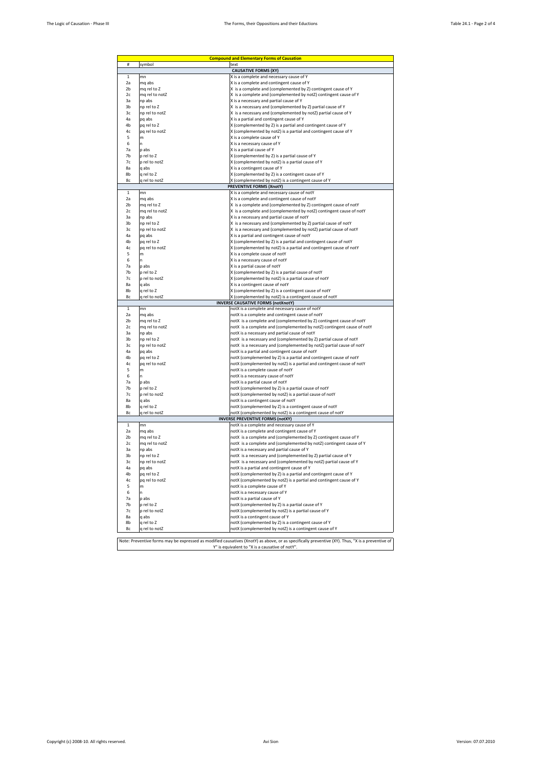| Compound and Elementary Forms of Causation | | |
|---|---|---|
| # | symbol | text |
| | | **CAUSATIVE FORMS (XY)** |
| 1 | mn | X is a complete and necessary cause of Y |
| 2a | mq abs | X is a complete and contingent cause of Y |
| 2b | mq rel to Z | X is a complete and (complemented by Z) contingent cause of Y |
| 2c | mq rel to notZ | X is a complete and (complemented by notZ) contingent cause of Y |
| 3a | np abs | X is a necessary and partial cause of Y |
| 3b | np rel to Z | X is a necessary and (complemented by Z) partial cause of Y |
| 3c | np rel to notZ | X is a necessary and (complemented by notZ) partial cause of Y |
| 4a | pq abs | X is a partial and contingent cause of Y |
| 4b | pq rel to Z | X (complemented by Z) is a partial and contingent cause of Y |
| 4c | pq rel to notZ | X (complemented by notZ) is a partial and contingent cause of Y |
| 5 | m | X is a complete cause of Y |
| 6 | n | X is a necessary cause of Y |
| 7a | p abs | X is a partial cause of Y |
| 7b | p rel to Z | X (complemented by Z) is a partial cause of Y |
| 7c | p rel to notZ | X (complemented by notZ) is a partial cause of Y |
| 8a | q abs | X is a contingent cause of Y |
| 8b | q rel to Z | X (complemented by Z) is a contingent cause of Y |
| 8c | q rel to notZ | X (complemented by notZ) is a contingent cause of Y |
| | | **PREVENTIVE FORMS (XnotY)** |
| 1 | mn | X is a complete and necessary cause of notY |
| 2a | mq abs | X is a complete and contingent cause of notY |
| 2b | mq rel to Z | X is a complete and (complemented by Z) contingent cause of notY |
| 2c | mq rel to notZ | X is a complete and (complemented by notZ) contingent cause of notY |
| 3a | np abs | X is a necessary and partial cause of notY |
| 3b | np rel to Z | X is a necessary and (complemented by Z) partial cause of notY |
| 3c | np rel to notZ | X is a necessary and (complemented by notZ) partial cause of notY |
| 4a | pq abs | X is a partial and contingent cause of notY |
| 4b | pq rel to Z | X (complemented by Z) is a partial and contingent cause of notY |
| 4c | pq rel to notZ | X (complemented by notZ) is a partial and contingent cause of notY |
| 5 | m | X is a complete cause of notY |
| 6 | n | X is a necessary cause of notY |
| 7a | p abs | X is a partial cause of notY |
| 7b | p rel to Z | X (complemented by Z) is a partial cause of notY |
| 7c | p rel to notZ | X (complemented by notZ) is a partial cause of notY |
| 8a | q abs | X is a contingent cause of notY |
| 8b | q rel to Z | X (complemented by Z) is a contingent cause of notY |
| 8c | q rel to notZ | X (complemented by notZ) is a contingent cause of notY |
| | | **INVERSE CAUSATIVE FORMS (notXnotY)** |
| 1 | mn | notX is a complete and necessary cause of notY |
| 2a | mq abs | notX is a complete and contingent cause of notY |
| 2b | mq rel to Z | notX is a complete and (complemented by Z) contingent cause of notY |
| 2c | mq rel to notZ | notX is a complete and (complemented by notZ) contingent cause of notY |
| 3a | np abs | notX is a necessary and partial cause of notY |
| 3b | np rel to Z | notX is a necessary and (complemented by Z) partial cause of notY |
| 3c | np rel to notZ | notX is a necessary and (complemented by notZ) partial cause of notY |
| 4a | pq abs | notX is a partial and contingent cause of notY |
| 4b | pq rel to Z | notX (complemented by Z) is a partial and contingent cause of notY |
| 4c | pq rel to notZ | notX (complemented by notZ) is a partial and contingent cause of notY |
| 5 | m | notX is a complete cause of notY |
| 6 | n | notX is a necessary cause of notY |
| 7a | p abs | notX is a partial cause of notY |
| 7b | p rel to Z | notX (complemented by Z) is a partial cause of notY |
| 7c | p rel to notZ | notX (complemented by notZ) is a partial cause of notY |
| 8a | q abs | notX is a contingent cause of notY |
| 8b | q rel to Z | notX (complemented by Z) is a contingent cause of notY |
| 8c | q rel to notZ | notX (complemented by notZ) is a contingent cause of notY |
| | | **INVERSE PREVENTIVE FORMS (notXY)** |
| 1 | mn | notX is a complete and necessary cause of Y |
| 2a | mq abs | notX is a complete and contingent cause of Y |
| 2b | mq rel to Z | notX is a complete and (complemented by Z) contingent cause of Y |
| 2c | mq rel to notZ | notX is a complete and (complemented by notZ) contingent cause of Y |
| 3a | np abs | notX is a necessary and partial cause of Y |
| 3b | np rel to Z | notX is a necessary and (complemented by Z) partial cause of Y |
| 3c | np rel to notZ | notX is a necessary and (complemented by notZ) partial cause of Y |
| 4a | pq abs | notX is a partial and contingent cause of Y |
| 4b | pq rel to Z | notX (complemented by Z) is a partial and contingent cause of Y |
| 4c | pq rel to notZ | notX (complemented by notZ) is a partial and contingent cause of Y |
| 5 | m | notX is a complete cause of Y |
| 6 | n | notX is a necessary cause of Y |
| 7a | p abs | notX is a partial cause of Y |
| 7b | p rel to Z | notX (complemented by Z) is a partial cause of Y |
| 7c | p rel to notZ | notX (complemented by notZ) is a partial cause of Y |
| 8a | q abs | notX is a contingent cause of Y |
| 8b | q rel to Z | notX (complemented by Z) is a contingent cause of Y |
| 8c | q rel to notZ | notX (complemented by notZ) is a contingent cause of Y |

Note: Preventive forms may be expressed as modified causatives (XnotY) as above, or as specifically preventive (XY). Thus, "X is a preventive of Y" is equivalent to "X is a causative of notY".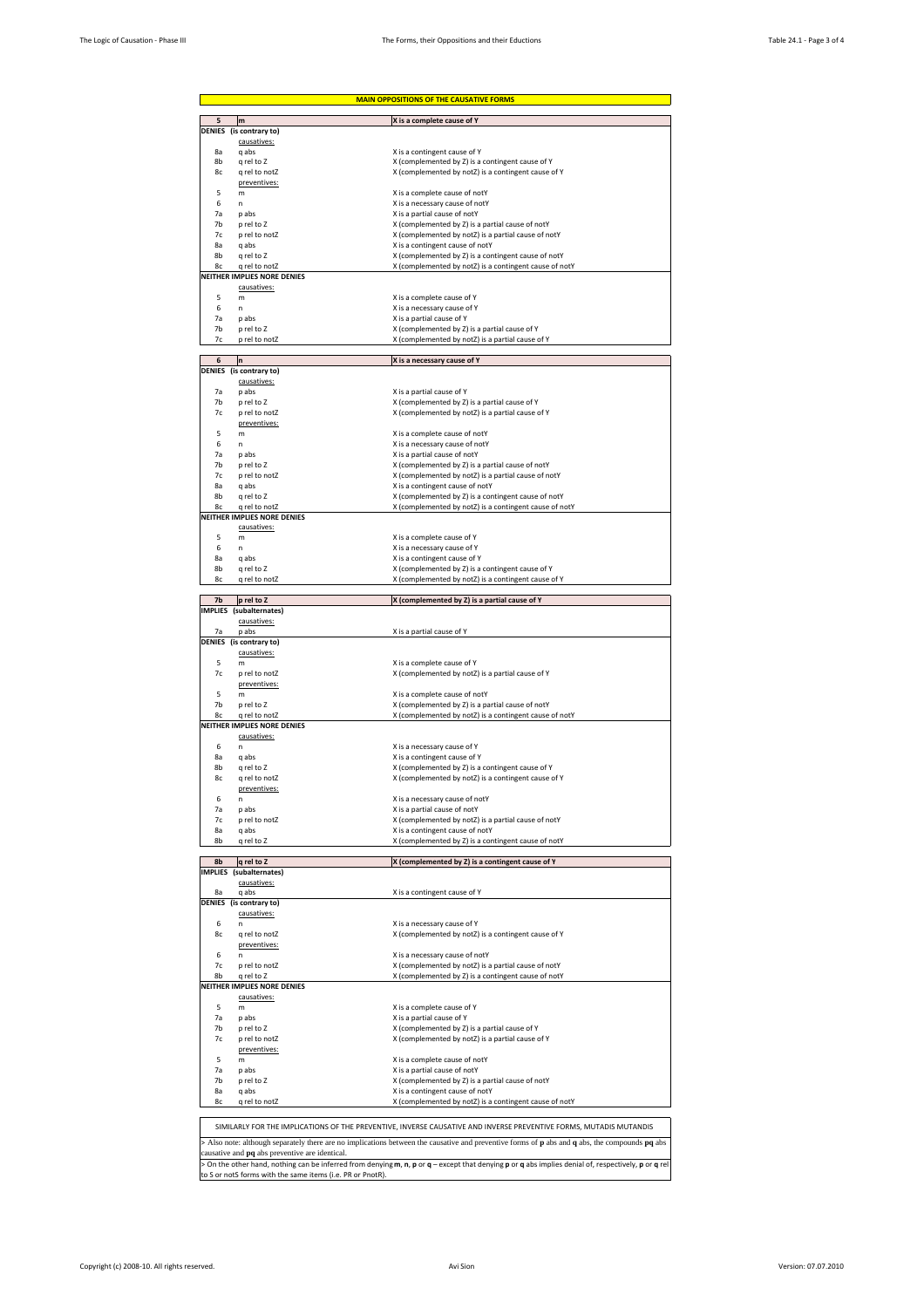**MAIN OPPOSITIONS OF THE CAUSATIVE FORMS**

| | | |
|---|---|---|
| **5** | **m** | **X is a complete cause of Y** |
| **DENIES** | **(is contrary to)** | |
| | causatives: | |
| 8a | q abs | X is a contingent cause of Y |
| 8b | q rel to Z | X (complemented by Z) is a contingent cause of Y |
| 8c | q rel to notZ | X (complemented by notZ) is a contingent cause of Y |
| | preventives: | |
| 5 | m | X is a complete cause of notY |
| 6 | n | X is a necessary cause of notY |
| 7a | p abs | X is a partial cause of notY |
| 7b | p rel to Z | X (complemented by Z) is a partial cause of notY |
| 7c | p rel to notZ | X (complemented by notZ) is a partial cause of notY |
| 8a | q abs | X is a contingent cause of notY |
| 8b | q rel to Z | X (complemented by Z) is a contingent cause of notY |
| 8c | q rel to notZ | X (complemented by notZ) is a contingent cause of notY |
| **NEITHER IMPLIES NORE DENIES** | | |
| | causatives: | |
| 5 | m | X is a complete cause of Y |
| 6 | n | X is a necessary cause of Y |
| 7a | p abs | X is a partial cause of Y |
| 7b | p rel to Z | X (complemented by Z) is a partial cause of Y |
| 7c | p rel to notZ | X (complemented by notZ) is a partial cause of Y |

| | | |
|---|---|---|
| **6** | **n** | **X is a necessary cause of Y** |
| **DENIES** | **(is contrary to)** | |
| | causatives: | |
| 7a | p abs | X is a partial cause of Y |
| 7b | p rel to Z | X (complemented by Z) is a partial cause of Y |
| 7c | p rel to notZ | X (complemented by notZ) is a partial cause of Y |
| | preventives: | |
| 5 | m | X is a complete cause of notY |
| 6 | n | X is a necessary cause of notY |
| 7a | p abs | X is a partial cause of notY |
| 7b | p rel to Z | X (complemented by Z) is a partial cause of notY |
| 7c | p rel to notZ | X (complemented by notZ) is a partial cause of notY |
| 8a | q abs | X is a contingent cause of notY |
| 8b | q rel to Z | X (complemented by Z) is a contingent cause of notY |
| 8c | q rel to notZ | X (complemented by notZ) is a contingent cause of notY |
| **NEITHER IMPLIES NORE DENIES** | | |
| | causatives: | |
| 5 | m | X is a complete cause of Y |
| 6 | n | X is a necessary cause of Y |
| 8a | q abs | X is a contingent cause of Y |
| 8b | q rel to Z | X (complemented by Z) is a contingent cause of Y |
| 8c | q rel to notZ | X (complemented by notZ) is a contingent cause of Y |

| | | |
|---|---|---|
| **7b** | **p rel to Z** | **X (complemented by Z) is a partial cause of Y** |
| **IMPLIES** | **(subalternates)** | |
| | causatives: | |
| 7a | p abs | X is a partial cause of Y |
| **DENIES** | **(is contrary to)** | |
| | causatives: | |
| 5 | m | X is a complete cause of Y |
| 7c | p rel to notZ | X (complemented by notZ) is a partial cause of Y |
| | preventives: | |
| 5 | m | X is a complete cause of notY |
| 7b | p rel to Z | X (complemented by Z) is a partial cause of notY |
| 8c | q rel to notZ | X (complemented by notZ) is a contingent cause of notY |
| **NEITHER IMPLIES NORE DENIES** | | |
| | causatives: | |
| 6 | n | X is a necessary cause of Y |
| 8a | q abs | X is a contingent cause of Y |
| 8b | q rel to Z | X (complemented by Z) is a contingent cause of Y |
| 8c | q rel to notZ | X (complemented by notZ) is a contingent cause of Y |
| | preventives: | |
| 6 | n | X is a necessary cause of notY |
| 7a | p abs | X is a partial cause of notY |
| 7c | p rel to notZ | X (complemented by notZ) is a partial cause of notY |
| 8a | q abs | X is a contingent cause of notY |
| 8b | q rel to Z | X (complemented by Z) is a contingent cause of notY |

| | | |
|---|---|---|
| **8b** | **q rel to Z** | **X (complemented by Z) is a contingent cause of Y** |
| **IMPLIES** | **(subalternates)** | |
| | causatives: | |
| 8a | q abs | X is a contingent cause of Y |
| **DENIES** | **(is contrary to)** | |
| | causatives: | |
| 6 | n | X is a necessary cause of Y |
| 8c | q rel to notZ | X (complemented by notZ) is a contingent cause of Y |
| | preventives: | |
| 6 | n | X is a necessary cause of notY |
| 7c | p rel to notZ | X (complemented by notZ) is a partial cause of notY |
| 8b | q rel to Z | X (complemented by Z) is a contingent cause of notY |
| **NEITHER IMPLIES NORE DENIES** | | |
| | causatives: | |
| 5 | m | X is a complete cause of Y |
| 7a | p abs | X is a partial cause of Y |
| 7b | p rel to Z | X (complemented by Z) is a partial cause of Y |
| 7c | p rel to notZ | X (complemented by notZ) is a partial cause of Y |
| | preventives: | |
| 5 | m | X is a complete cause of notY |
| 7a | p abs | X is a partial cause of notY |
| 7b | p rel to Z | X (complemented by Z) is a partial cause of notY |
| 8a | q abs | X is a contingent cause of notY |
| 8c | q rel to notZ | X (complemented by notZ) is a contingent cause of notY |

SIMILARLY FOR THE IMPLICATIONS OF THE PREVENTIVE, INVERSE CAUSATIVE AND INVERSE PREVENTIVE FORMS, MUTADIS MUTANDIS

> Also note: although separately there are no implications between the causative and preventive forms of **p** abs and **q** abs, the compounds **pq** abs causative and **pq** abs preventive are identical.

> On the other hand, nothing can be inferred from denying **m**, **n**, **p** or **q** – except that denying **p** or **q** abs implies denial of, respectively, **p** or **q** rel to S or notS forms with the same items (i.e. PR or PnotR).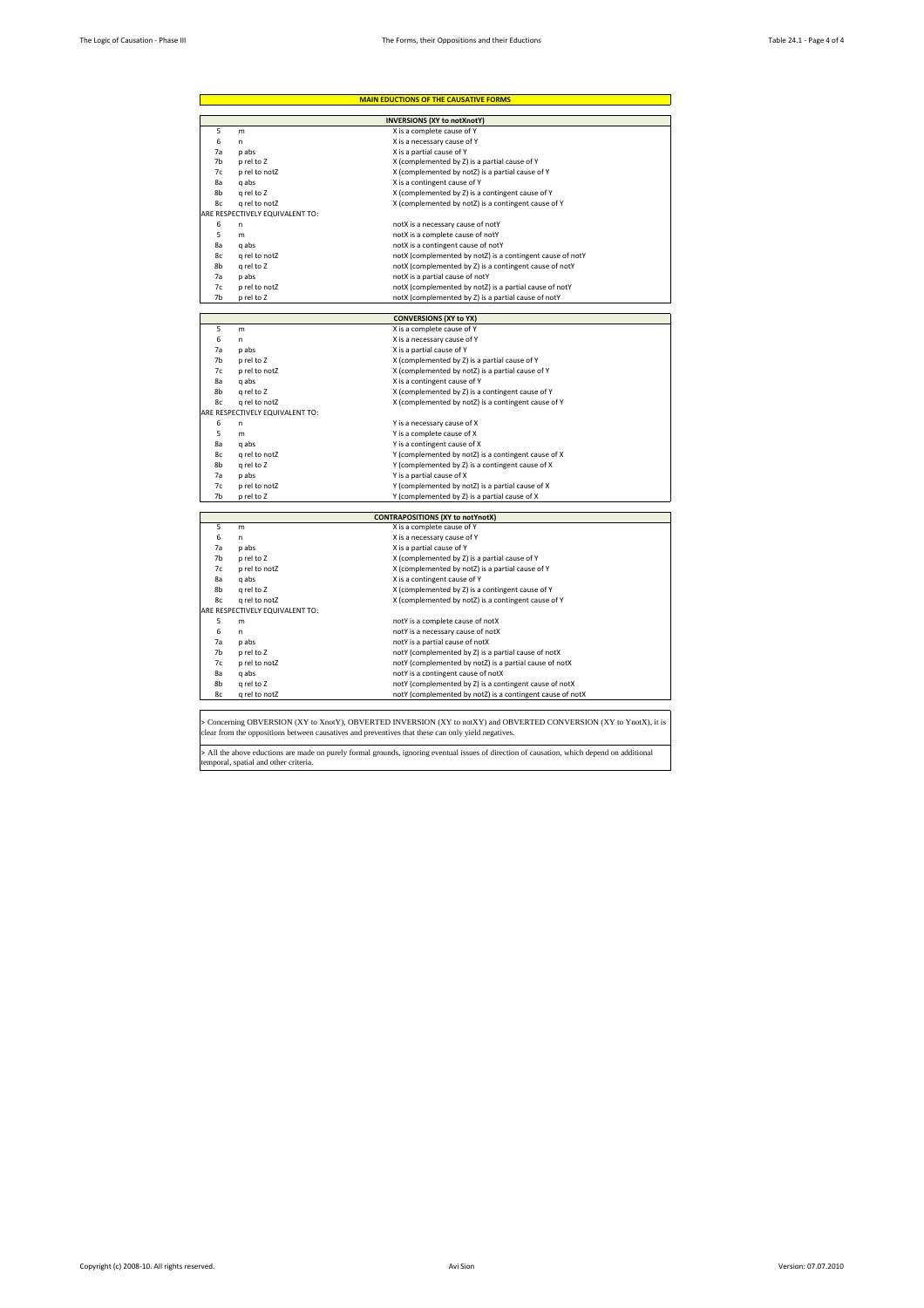## MAIN EDUCTIONS OF THE CAUSATIVE FORMS

| | | INVERSIONS (XY to notXnotY) |
|---|---|---|
| 5 | m | X is a complete cause of Y |
| 6 | n | X is a necessary cause of Y |
| 7a | p abs | X is a partial cause of Y |
| 7b | p rel to Z | X (complemented by Z) is a partial cause of Y |
| 7c | p rel to notZ | X (complemented by notZ) is a partial cause of Y |
| 8a | q abs | X is a contingent cause of Y |
| 8b | q rel to Z | X (complemented by Z) is a contingent cause of Y |
| 8c | q rel to notZ | X (complemented by notZ) is a contingent cause of Y |
| ARE RESPECTIVELY EQUIVALENT TO: | | |
| 6 | n | notX is a necessary cause of notY |
| 5 | m | notX is a complete cause of notY |
| 8a | q abs | notX is a contingent cause of notY |
| 8c | q rel to notZ | notX (complemented by notZ) is a contingent cause of notY |
| 8b | q rel to Z | notX (complemented by Z) is a contingent cause of notY |
| 7a | p abs | notX is a partial cause of notY |
| 7c | p rel to notZ | notX (complemented by notZ) is a partial cause of notY |
| 7b | p rel to Z | notX (complemented by Z) is a partial cause of notY |

| | | CONVERSIONS (XY to YX) |
|---|---|---|
| 5 | m | X is a complete cause of Y |
| 6 | n | X is a necessary cause of Y |
| 7a | p abs | X is a partial cause of Y |
| 7b | p rel to Z | X (complemented by Z) is a partial cause of Y |
| 7c | p rel to notZ | X (complemented by notZ) is a partial cause of Y |
| 8a | q abs | X is a contingent cause of Y |
| 8b | q rel to Z | X (complemented by Z) is a contingent cause of Y |
| 8c | q rel to notZ | X (complemented by notZ) is a contingent cause of Y |
| ARE RESPECTIVELY EQUIVALENT TO: | | |
| 6 | n | Y is a necessary cause of X |
| 5 | m | Y is a complete cause of X |
| 8a | q abs | Y is a contingent cause of X |
| 8c | q rel to notZ | Y (complemented by notZ) is a contingent cause of X |
| 8b | q rel to Z | Y (complemented by Z) is a contingent cause of X |
| 7a | p abs | Y is a partial cause of X |
| 7c | p rel to notZ | Y (complemented by notZ) is a partial cause of X |
| 7b | p rel to Z | Y (complemented by Z) is a partial cause of X |

| | | CONTRAPOSITIONS (XY to notYnotX) |
|---|---|---|
| 5 | m | X is a complete cause of Y |
| 6 | n | X is a necessary cause of Y |
| 7a | p abs | X is a partial cause of Y |
| 7b | p rel to Z | X (complemented by Z) is a partial cause of Y |
| 7c | p rel to notZ | X (complemented by notZ) is a partial cause of Y |
| 8a | q abs | X is a contingent cause of Y |
| 8b | q rel to Z | X (complemented by Z) is a contingent cause of Y |
| 8c | q rel to notZ | X (complemented by notZ) is a contingent cause of Y |
| ARE RESPECTIVELY EQUIVALENT TO: | | |
| 5 | m | notY is a complete cause of notX |
| 6 | n | notY is a necessary cause of notX |
| 7a | p abs | notY is a partial cause of notX |
| 7b | p rel to Z | notY (complemented by Z) is a partial cause of notX |
| 7c | p rel to notZ | notY (complemented by notZ) is a partial cause of notX |
| 8a | q abs | notY is a contingent cause of notX |
| 8b | q rel to Z | notY (complemented by Z) is a contingent cause of notX |
| 8c | q rel to notZ | notY (complemented by notZ) is a contingent cause of notX |

> Concerning OBVERSION (XY to XnotY), OBVERTED INVERSION (XY to notXY) and OBVERTED CONVERSION (XY to YnotX), it is clear from the oppositions between causatives and preventives that these can only yield negatives.

> All the above eductions are made on purely formal grounds, ignoring eventual issues of direction of causation, which depend on additional temporal, spatial and other criteria.